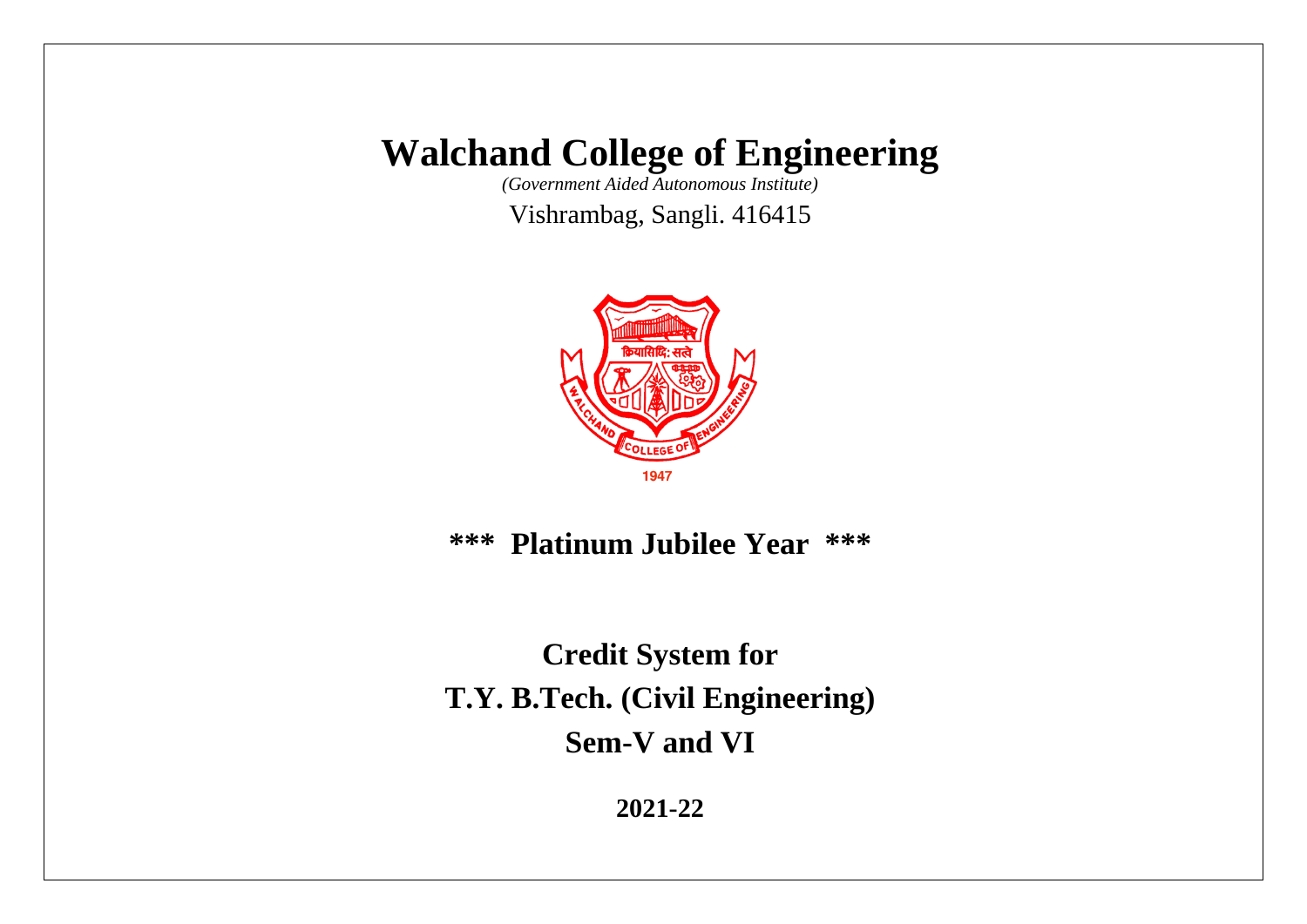# Walchand College of Engineering

*(Government Aided Autonomous Institute)*

Vishrambag, Sangli. 416415

**\*\*\* Platinum Jubilee Year \*\*\***

## Credit System for
## T.Y. B.Tech. (Civil Engineering)
## Sem-V and VI

**2021-22**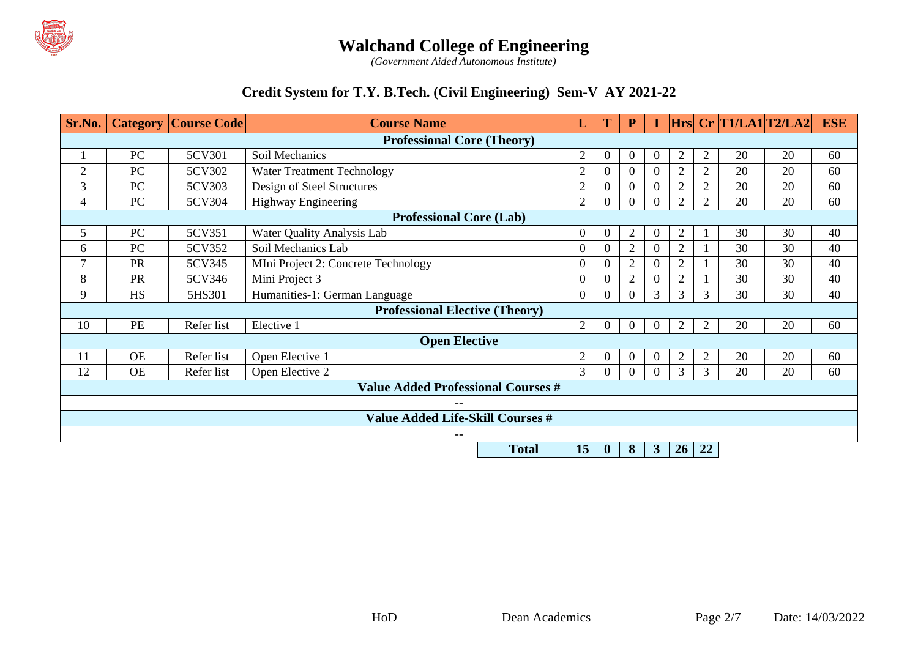# Walchand College of Engineering

*(Government Aided Autonomous Institute)*

## Credit System for T.Y. B.Tech. (Civil Engineering) Sem-V AY 2021-22

| Sr.No. | Category | Course Code | Course Name | L | T | P | I | Hrs | Cr | T1/LA1 | T2/LA2 | ESE |
|---|---|---|---|---|---|---|---|---|---|---|---|---|
| | | | **Professional Core (Theory)** | | | | | | | | | |
| 1 | PC | 5CV301 | Soil Mechanics | 2 | 0 | 0 | 0 | 2 | 2 | 20 | 20 | 60 |
| 2 | PC | 5CV302 | Water Treatment Technology | 2 | 0 | 0 | 0 | 2 | 2 | 20 | 20 | 60 |
| 3 | PC | 5CV303 | Design of Steel Structures | 2 | 0 | 0 | 0 | 2 | 2 | 20 | 20 | 60 |
| 4 | PC | 5CV304 | Highway Engineering | 2 | 0 | 0 | 0 | 2 | 2 | 20 | 20 | 60 |
| | | | **Professional Core (Lab)** | | | | | | | | | |
| 5 | PC | 5CV351 | Water Quality Analysis Lab | 0 | 0 | 2 | 0 | 2 | 1 | 30 | 30 | 40 |
| 6 | PC | 5CV352 | Soil Mechanics Lab | 0 | 0 | 2 | 0 | 2 | 1 | 30 | 30 | 40 |
| 7 | PR | 5CV345 | MIni Project 2: Concrete Technology | 0 | 0 | 2 | 0 | 2 | 1 | 30 | 30 | 40 |
| 8 | PR | 5CV346 | Mini Project 3 | 0 | 0 | 2 | 0 | 2 | 1 | 30 | 30 | 40 |
| 9 | HS | 5HS301 | Humanities-1: German Language | 0 | 0 | 0 | 3 | 3 | 3 | 30 | 30 | 40 |
| | | | **Professional Elective (Theory)** | | | | | | | | | |
| 10 | PE | Refer list | Elective 1 | 2 | 0 | 0 | 0 | 2 | 2 | 20 | 20 | 60 |
| | | | **Open Elective** | | | | | | | | | |
| 11 | OE | Refer list | Open Elective 1 | 2 | 0 | 0 | 0 | 2 | 2 | 20 | 20 | 60 |
| 12 | OE | Refer list | Open Elective 2 | 3 | 0 | 0 | 0 | 3 | 3 | 20 | 20 | 60 |
| | | | **Value Added Professional Courses #** | | | | | | | | | |
| | | | -- | | | | | | | | | |
| | | | **Value Added Life-Skill Courses #** | | | | | | | | | |
| | | | -- | | | | | | | | | |
| | | | **Total** | **15** | **0** | **8** | **3** | **26** | **22** | | | |

HoD Dean Academics Date: 14/03/2022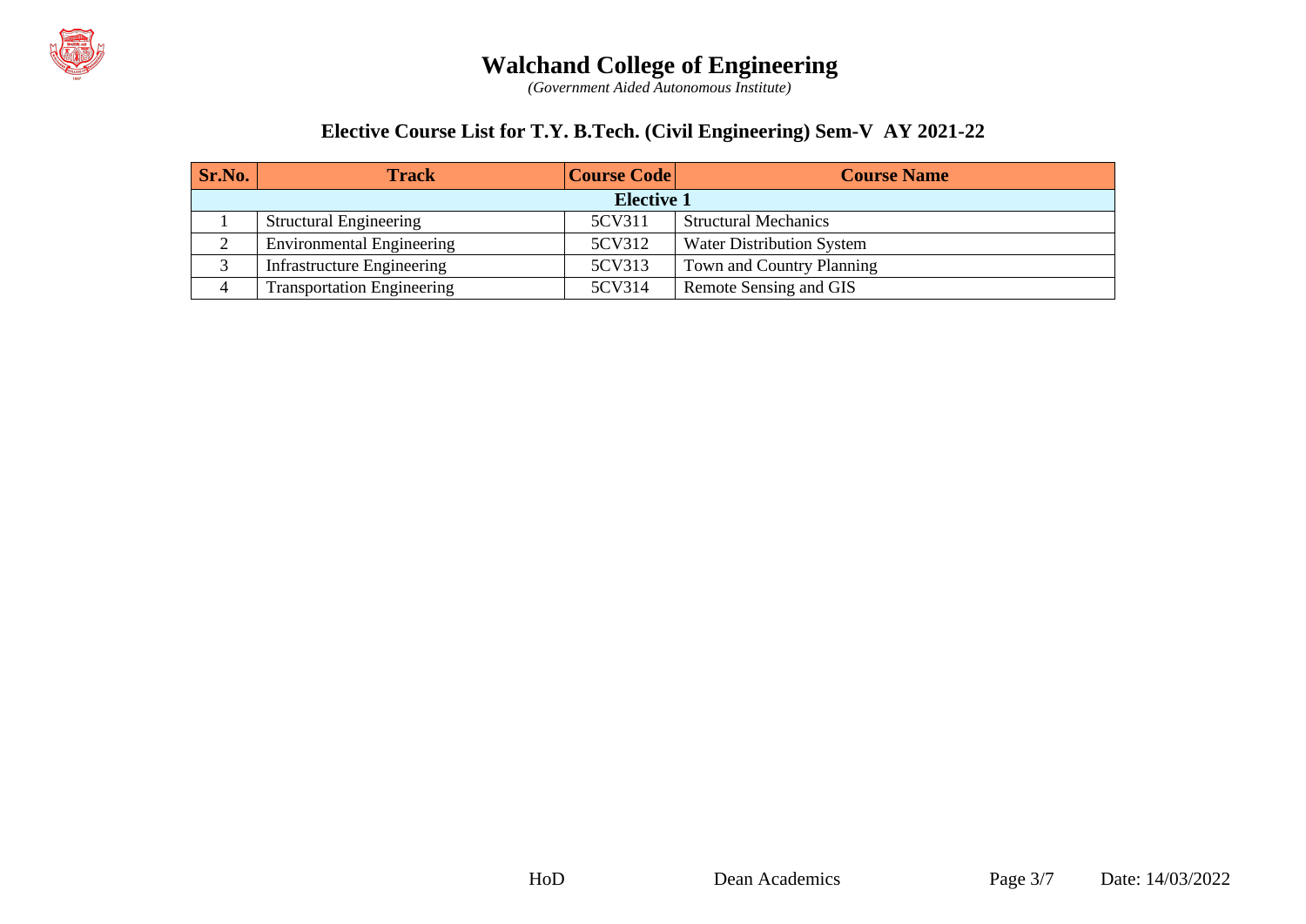# Walchand College of Engineering

*(Government Aided Autonomous Institute)*

## Elective Course List for T.Y. B.Tech. (Civil Engineering) Sem-V AY 2021-22

| Sr.No. | Track | Course Code | Course Name |
|---|---|---|---|
| **Elective 1** | | | |
| 1 | Structural Engineering | 5CV311 | Structural Mechanics |
| 2 | Environmental Engineering | 5CV312 | Water Distribution System |
| 3 | Infrastructure Engineering | 5CV313 | Town and Country Planning |
| 4 | Transportation Engineering | 5CV314 | Remote Sensing and GIS |

HoD          Dean Academics          Date: 14/03/2022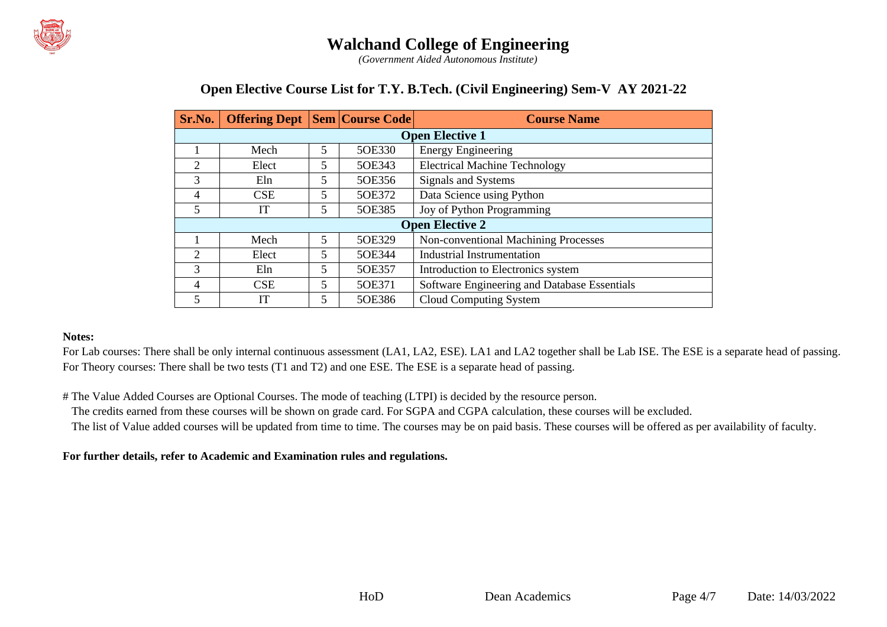# Walchand College of Engineering

*(Government Aided Autonomous Institute)*

## Open Elective Course List for T.Y. B.Tech. (Civil Engineering) Sem-V AY 2021-22

| Sr.No. | Offering Dept | Sem | Course Code | Course Name |
|---|---|---|---|---|
| **Open Elective 1** | | | | |
| 1 | Mech | 5 | 5OE330 | Energy Engineering |
| 2 | Elect | 5 | 5OE343 | Electrical Machine Technology |
| 3 | Eln | 5 | 5OE356 | Signals and Systems |
| 4 | CSE | 5 | 5OE372 | Data Science using Python |
| 5 | IT | 5 | 5OE385 | Joy of Python Programming |
| **Open Elective 2** | | | | |
| 1 | Mech | 5 | 5OE329 | Non-conventional Machining Processes |
| 2 | Elect | 5 | 5OE344 | Industrial Instrumentation |
| 3 | Eln | 5 | 5OE357 | Introduction to Electronics system |
| 4 | CSE | 5 | 5OE371 | Software Engineering and Database Essentials |
| 5 | IT | 5 | 5OE386 | Cloud Computing System |

**Notes:**

For Lab courses: There shall be only internal continuous assessment (LA1, LA2, ESE). LA1 and LA2 together shall be Lab ISE. The ESE is a separate head of passing.
For Theory courses: There shall be two tests (T1 and T2) and one ESE. The ESE is a separate head of passing.

# The Value Added Courses are Optional Courses. The mode of teaching (LTPI) is decided by the resource person.
The credits earned from these courses will be shown on grade card. For SGPA and CGPA calculation, these courses will be excluded.
The list of Value added courses will be updated from time to time. The courses may be on paid basis. These courses will be offered as per availability of faculty.

**For further details, refer to Academic and Examination rules and regulations.**

HoD    Dean Academics    Date: 14/03/2022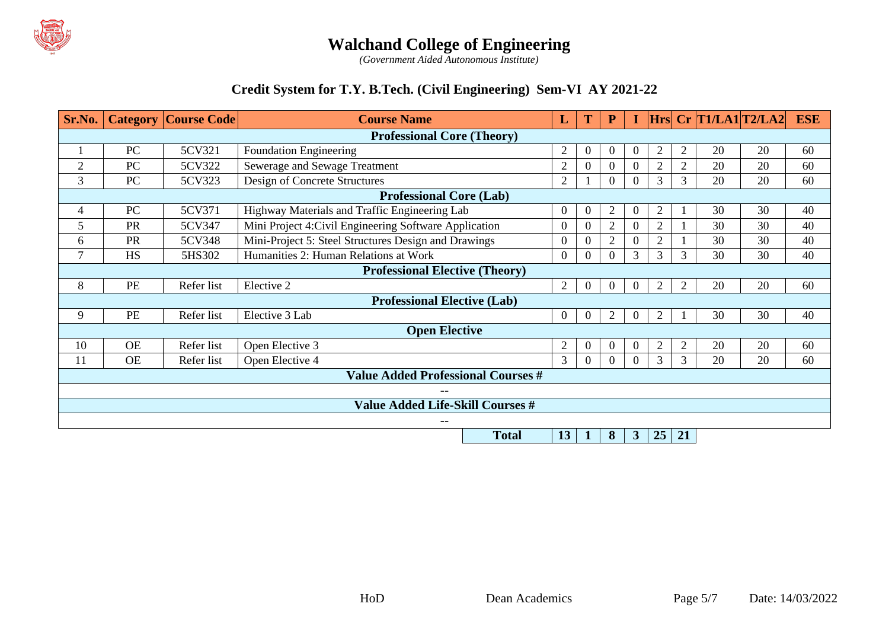# Walchand College of Engineering

*(Government Aided Autonomous Institute)*

## Credit System for T.Y. B.Tech. (Civil Engineering) Sem-VI AY 2021-22

| Sr.No. | Category | Course Code | Course Name | L | T | P | I | Hrs | Cr | T1/LA1 | T2/LA2 | ESE |
|---|---|---|---|---|---|---|---|---|---|---|---|---|
| | | | **Professional Core (Theory)** | | | | | | | | | |
| 1 | PC | 5CV321 | Foundation Engineering | 2 | 0 | 0 | 0 | 2 | 2 | 20 | 20 | 60 |
| 2 | PC | 5CV322 | Sewerage and Sewage Treatment | 2 | 0 | 0 | 0 | 2 | 2 | 20 | 20 | 60 |
| 3 | PC | 5CV323 | Design of Concrete Structures | 2 | 1 | 0 | 0 | 3 | 3 | 20 | 20 | 60 |
| | | | **Professional Core (Lab)** | | | | | | | | | |
| 4 | PC | 5CV371 | Highway Materials and Traffic Engineering Lab | 0 | 0 | 2 | 0 | 2 | 1 | 30 | 30 | 40 |
| 5 | PR | 5CV347 | Mini Project 4:Civil Engineering Software Application | 0 | 0 | 2 | 0 | 2 | 1 | 30 | 30 | 40 |
| 6 | PR | 5CV348 | Mini-Project 5: Steel Structures Design and Drawings | 0 | 0 | 2 | 0 | 2 | 1 | 30 | 30 | 40 |
| 7 | HS | 5HS302 | Humanities 2: Human Relations at Work | 0 | 0 | 0 | 3 | 3 | 3 | 30 | 30 | 40 |
| | | | **Professional Elective (Theory)** | | | | | | | | | |
| 8 | PE | Refer list | Elective 2 | 2 | 0 | 0 | 0 | 2 | 2 | 20 | 20 | 60 |
| | | | **Professional Elective (Lab)** | | | | | | | | | |
| 9 | PE | Refer list | Elective 3 Lab | 0 | 0 | 2 | 0 | 2 | 1 | 30 | 30 | 40 |
| | | | **Open Elective** | | | | | | | | | |
| 10 | OE | Refer list | Open Elective 3 | 2 | 0 | 0 | 0 | 2 | 2 | 20 | 20 | 60 |
| 11 | OE | Refer list | Open Elective 4 | 3 | 0 | 0 | 0 | 3 | 3 | 20 | 20 | 60 |
| | | | **Value Added Professional Courses #** | | | | | | | | | |
| | | | -- | | | | | | | | | |
| | | | **Value Added Life-Skill Courses #** | | | | | | | | | |
| | | | -- | | | | | | | | | |
| | | | **Total** | **13** | **1** | **8** | **3** | **25** | **21** | | | |

HoD | Dean Academics | Date: 14/03/2022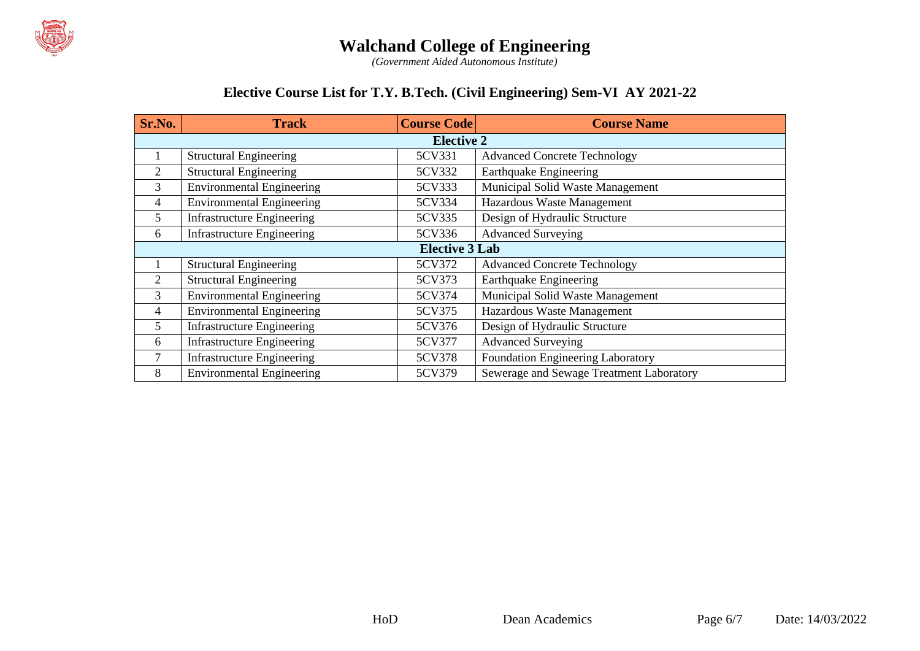# Walchand College of Engineering

*(Government Aided Autonomous Institute)*

## Elective Course List for T.Y. B.Tech. (Civil Engineering) Sem-VI AY 2021-22

| Sr.No. | Track | Course Code | Course Name |
|---|---|---|---|
| **Elective 2** | | | |
| 1 | Structural Engineering | 5CV331 | Advanced Concrete Technology |
| 2 | Structural Engineering | 5CV332 | Earthquake Engineering |
| 3 | Environmental Engineering | 5CV333 | Municipal Solid Waste Management |
| 4 | Environmental Engineering | 5CV334 | Hazardous Waste Management |
| 5 | Infrastructure Engineering | 5CV335 | Design of Hydraulic Structure |
| 6 | Infrastructure Engineering | 5CV336 | Advanced Surveying |
| **Elective 3 Lab** | | | |
| 1 | Structural Engineering | 5CV372 | Advanced Concrete Technology |
| 2 | Structural Engineering | 5CV373 | Earthquake Engineering |
| 3 | Environmental Engineering | 5CV374 | Municipal Solid Waste Management |
| 4 | Environmental Engineering | 5CV375 | Hazardous Waste Management |
| 5 | Infrastructure Engineering | 5CV376 | Design of Hydraulic Structure |
| 6 | Infrastructure Engineering | 5CV377 | Advanced Surveying |
| 7 | Infrastructure Engineering | 5CV378 | Foundation Engineering Laboratory |
| 8 | Environmental Engineering | 5CV379 | Sewerage and Sewage Treatment Laboratory |

HoD Dean Academics Date: 14/03/2022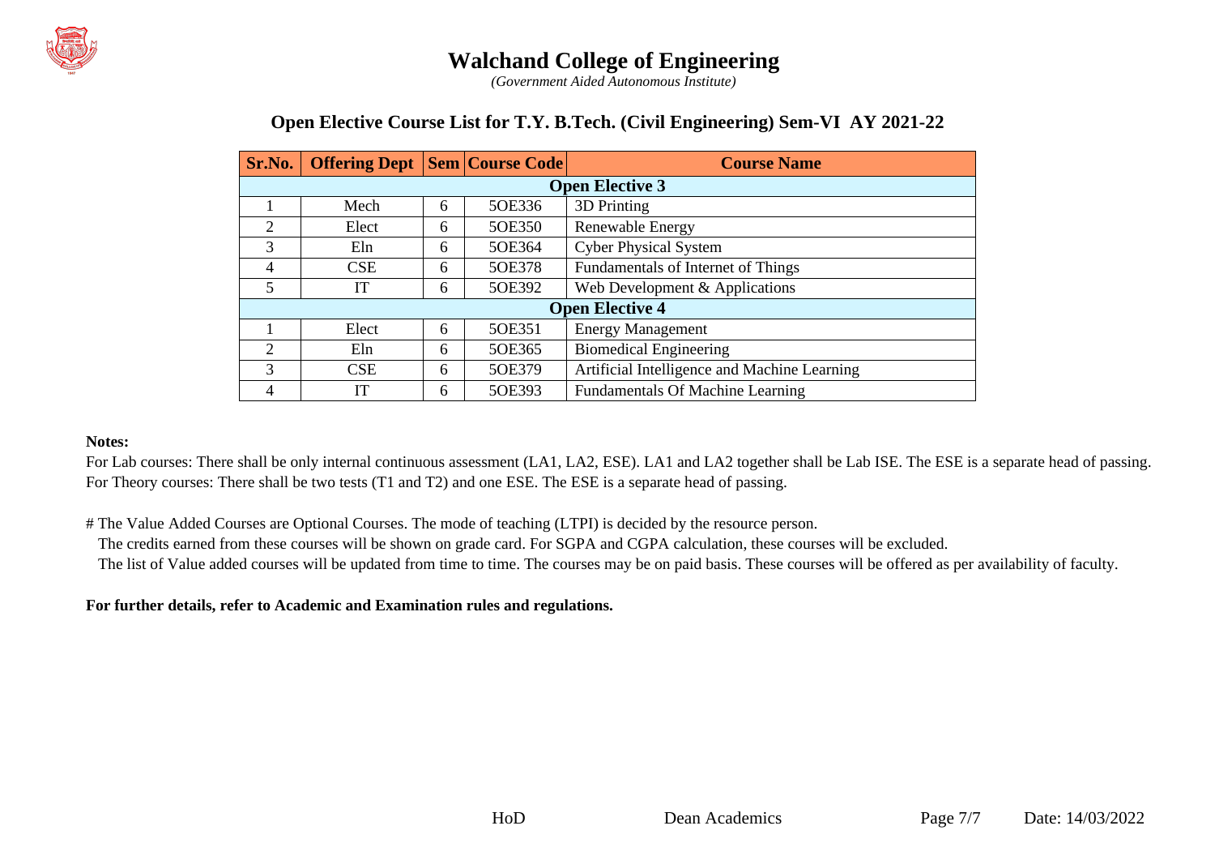# Walchand College of Engineering

*(Government Aided Autonomous Institute)*

## Open Elective Course List for T.Y. B.Tech. (Civil Engineering) Sem-VI AY 2021-22

| Sr.No. | Offering Dept | Sem | Course Code | Course Name |
|---|---|---|---|---|
| **Open Elective 3** | | | | |
| 1 | Mech | 6 | 5OE336 | 3D Printing |
| 2 | Elect | 6 | 5OE350 | Renewable Energy |
| 3 | Eln | 6 | 5OE364 | Cyber Physical System |
| 4 | CSE | 6 | 5OE378 | Fundamentals of Internet of Things |
| 5 | IT | 6 | 5OE392 | Web Development & Applications |
| **Open Elective 4** | | | | |
| 1 | Elect | 6 | 5OE351 | Energy Management |
| 2 | Eln | 6 | 5OE365 | Biomedical Engineering |
| 3 | CSE | 6 | 5OE379 | Artificial Intelligence and Machine Learning |
| 4 | IT | 6 | 5OE393 | Fundamentals Of Machine Learning |

**Notes:**

For Lab courses: There shall be only internal continuous assessment (LA1, LA2, ESE). LA1 and LA2 together shall be Lab ISE. The ESE is a separate head of passing.
For Theory courses: There shall be two tests (T1 and T2) and one ESE. The ESE is a separate head of passing.

# The Value Added Courses are Optional Courses. The mode of teaching (LTPI) is decided by the resource person.
The credits earned from these courses will be shown on grade card. For SGPA and CGPA calculation, these courses will be excluded.
The list of Value added courses will be updated from time to time. The courses may be on paid basis. These courses will be offered as per availability of faculty.

**For further details, refer to Academic and Examination rules and regulations.**

HoD Dean Academics Date: 14/03/2022